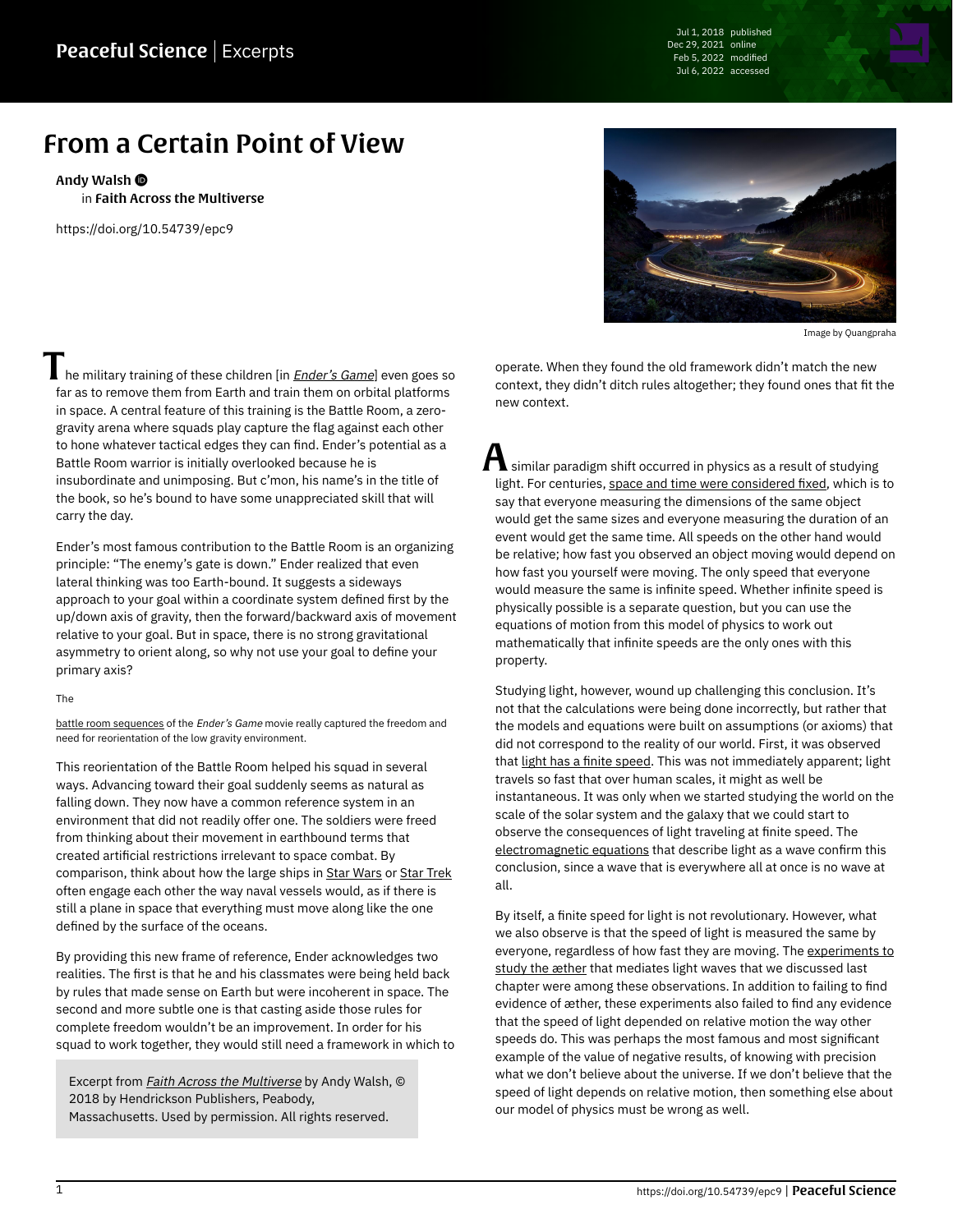# From a Certain Point of View

**Andy Walsh**
in **Faith Across the Multiverse**

https://doi.org/10.54739/epc9

Image by Quangpraha

The military training of these children [in *Ender's Game*] even goes so far as to remove them from Earth and train them on orbital platforms in space. A central feature of this training is the Battle Room, a zero-gravity arena where squads play capture the flag against each other to hone whatever tactical edges they can find. Ender's potential as a Battle Room warrior is initially overlooked because he is insubordinate and unimposing. But c'mon, his name's in the title of the book, so he's bound to have some unappreciated skill that will carry the day.

Ender's most famous contribution to the Battle Room is an organizing principle: "The enemy's gate is down." Ender realized that even lateral thinking was too Earth-bound. It suggests a sideways approach to your goal within a coordinate system defined first by the up/down axis of gravity, then the forward/backward axis of movement relative to your goal. But in space, there is no strong gravitational asymmetry to orient along, so why not use your goal to define your primary axis?

The battle room sequences of the *Ender's Game* movie really captured the freedom and need for reorientation of the low gravity environment.

This reorientation of the Battle Room helped his squad in several ways. Advancing toward their goal suddenly seems as natural as falling down. They now have a common reference system in an environment that did not readily offer one. The soldiers were freed from thinking about their movement in earthbound terms that created artificial restrictions irrelevant to space combat. By comparison, think about how the large ships in Star Wars or Star Trek often engage each other the way naval vessels would, as if there is still a plane in space that everything must move along like the one defined by the surface of the oceans.

By providing this new frame of reference, Ender acknowledges two realities. The first is that he and his classmates were being held back by rules that made sense on Earth but were incoherent in space. The second and more subtle one is that casting aside those rules for complete freedom wouldn't be an improvement. In order for his squad to work together, they would still need a framework in which to operate. When they found the old framework didn't match the new context, they didn't ditch rules altogether; they found ones that fit the new context.

Excerpt from *Faith Across the Multiverse* by Andy Walsh, © 2018 by Hendrickson Publishers, Peabody, Massachusetts. Used by permission. All rights reserved.

A similar paradigm shift occurred in physics as a result of studying light. For centuries, space and time were considered fixed, which is to say that everyone measuring the dimensions of the same object would get the same sizes and everyone measuring the duration of an event would get the same time. All speeds on the other hand would be relative; how fast you observed an object moving would depend on how fast you yourself were moving. The only speed that everyone would measure the same is infinite speed. Whether infinite speed is physically possible is a separate question, but you can use the equations of motion from this model of physics to work out mathematically that infinite speeds are the only ones with this property.

Studying light, however, wound up challenging this conclusion. It's not that the calculations were being done incorrectly, but rather that the models and equations were built on assumptions (or axioms) that did not correspond to the reality of our world. First, it was observed that light has a finite speed. This was not immediately apparent; light travels so fast that over human scales, it might as well be instantaneous. It was only when we started studying the world on the scale of the solar system and the galaxy that we could start to observe the consequences of light traveling at finite speed. The electromagnetic equations that describe light as a wave confirm this conclusion, since a wave that is everywhere all at once is no wave at all.

By itself, a finite speed for light is not revolutionary. However, what we also observe is that the speed of light is measured the same by everyone, regardless of how fast they are moving. The experiments to study the æther that mediates light waves that we discussed last chapter were among these observations. In addition to failing to find evidence of æther, these experiments also failed to find any evidence that the speed of light depended on relative motion the way other speeds do. This was perhaps the most famous and most significant example of the value of negative results, of knowing with precision what we don't believe about the universe. If we don't believe that the speed of light depends on relative motion, then something else about our model of physics must be wrong as well.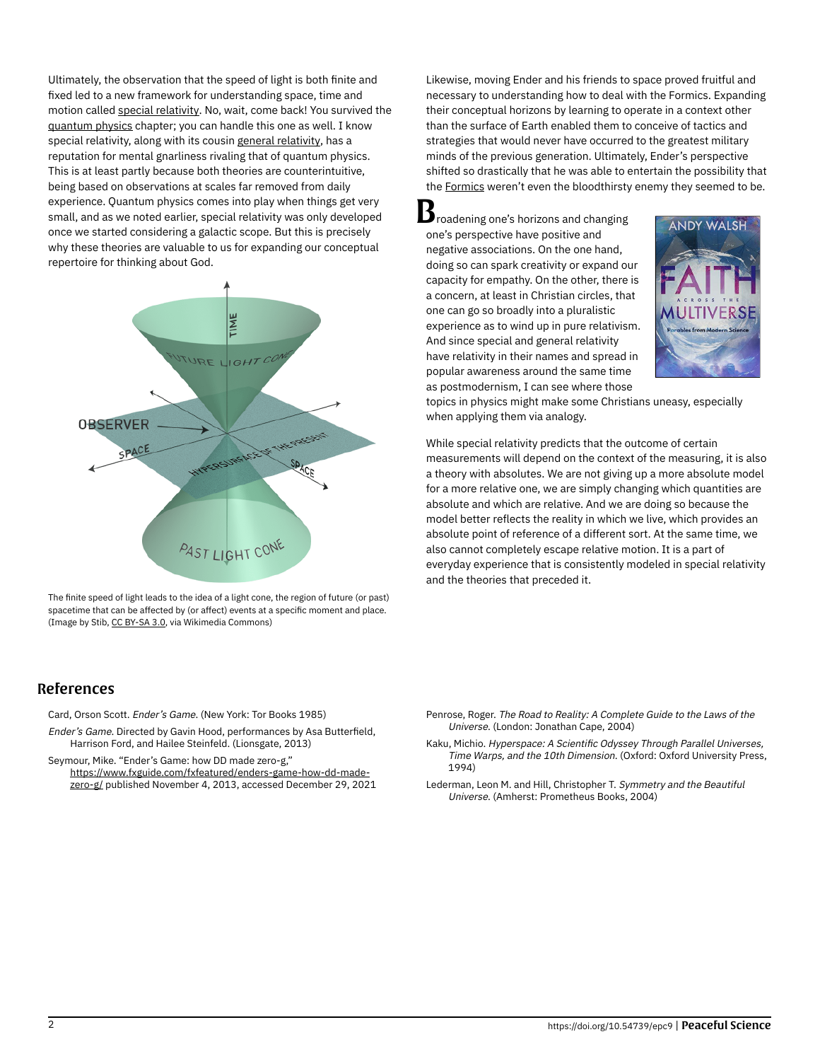Ultimately, the observation that the speed of light is both finite and fixed led to a new framework for understanding space, time and motion called special relativity. No, wait, come back! You survived the quantum physics chapter; you can handle this one as well. I know special relativity, along with its cousin general relativity, has a reputation for mental gnarliness rivaling that of quantum physics. This is at least partly because both theories are counterintuitive, being based on observations at scales far removed from daily experience. Quantum physics comes into play when things get very small, and as we noted earlier, special relativity was only developed once we started considering a galactic scope. But this is precisely why these theories are valuable to us for expanding our conceptual repertoire for thinking about God.

TIME
FUTURE LIGHT CONE
OBSERVER
SPACE
HYPERSURFACE OF THE PRESENT
SPACE
PAST LIGHT CONE

The finite speed of light leads to the idea of a light cone, the region of future (or past) spacetime that can be affected by (or affect) events at a specific moment and place. (Image by Stib, CC BY-SA 3.0, via Wikimedia Commons)

Likewise, moving Ender and his friends to space proved fruitful and necessary to understanding how to deal with the Formics. Expanding their conceptual horizons by learning to operate in a context other than the surface of Earth enabled them to conceive of tactics and strategies that would never have occurred to the greatest military minds of the previous generation. Ultimately, Ender's perspective shifted so drastically that he was able to entertain the possibility that the Formics weren't even the bloodthirsty enemy they seemed to be.

Broadening one's horizons and changing one's perspective have positive and negative associations. On the one hand, doing so can spark creativity or expand our capacity for empathy. On the other, there is a concern, at least in Christian circles, that one can go so broadly into a pluralistic experience as to wind up in pure relativism. And since special and general relativity have relativity in their names and spread in popular awareness around the same time as postmodernism, I can see where those topics in physics might make some Christians uneasy, especially when applying them via analogy.

ANDY WALSH
FAITH
ACROSS THE
MULTIVERSE
Parables from Modern Science

While special relativity predicts that the outcome of certain measurements will depend on the context of the measuring, it is also a theory with absolutes. We are not giving up a more absolute model for a more relative one, we are simply changing which quantities are absolute and which are relative. And we are doing so because the model better reflects the reality in which we live, which provides an absolute point of reference of a different sort. At the same time, we also cannot completely escape relative motion. It is a part of everyday experience that is consistently modeled in special relativity and the theories that preceded it.

## References

Card, Orson Scott. *Ender's Game*. (New York: Tor Books 1985)

*Ender's Game*. Directed by Gavin Hood, performances by Asa Butterfield, Harrison Ford, and Hailee Steinfeld. (Lionsgate, 2013)

Seymour, Mike. "Ender's Game: how DD made zero-g," https://www.fxguide.com/fxfeatured/enders-game-how-dd-made-zero-g/ published November 4, 2013, accessed December 29, 2021

Penrose, Roger. *The Road to Reality: A Complete Guide to the Laws of the Universe*. (London: Jonathan Cape, 2004)

Kaku, Michio. *Hyperspace: A Scientific Odyssey Through Parallel Universes, Time Warps, and the 10th Dimension*. (Oxford: Oxford University Press, 1994)

Lederman, Leon M. and Hill, Christopher T. *Symmetry and the Beautiful Universe*. (Amherst: Prometheus Books, 2004)